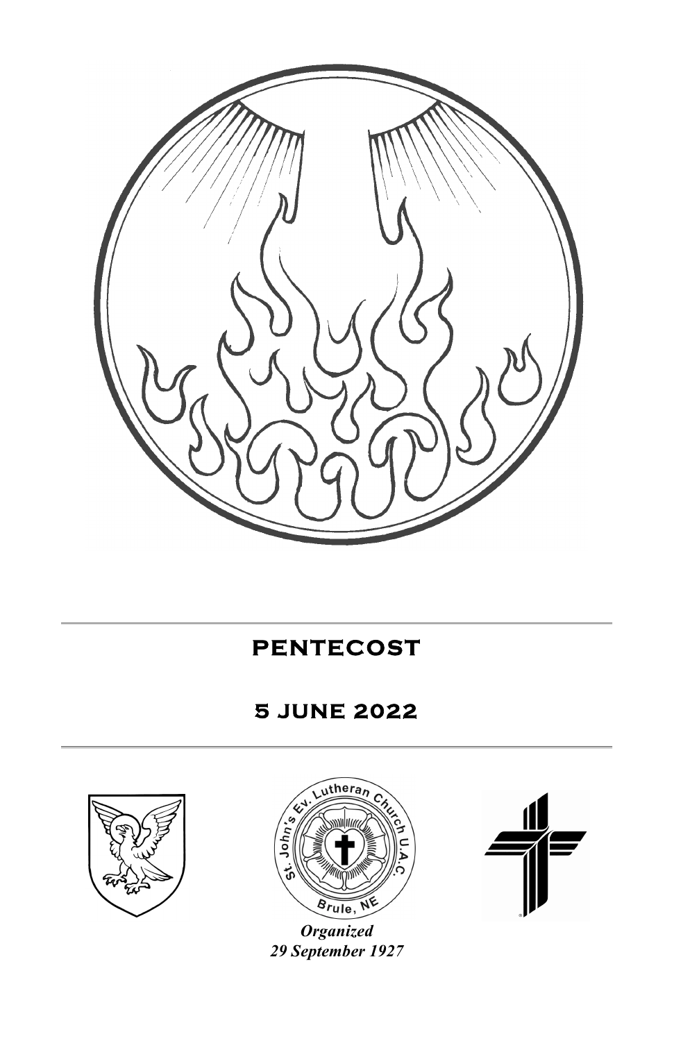# PENTECOST

## 5 JUNE 2022

St. John's Ev. Lutheran Church U.A.C.
Brule, NE

*Organized*
*29 September 1927*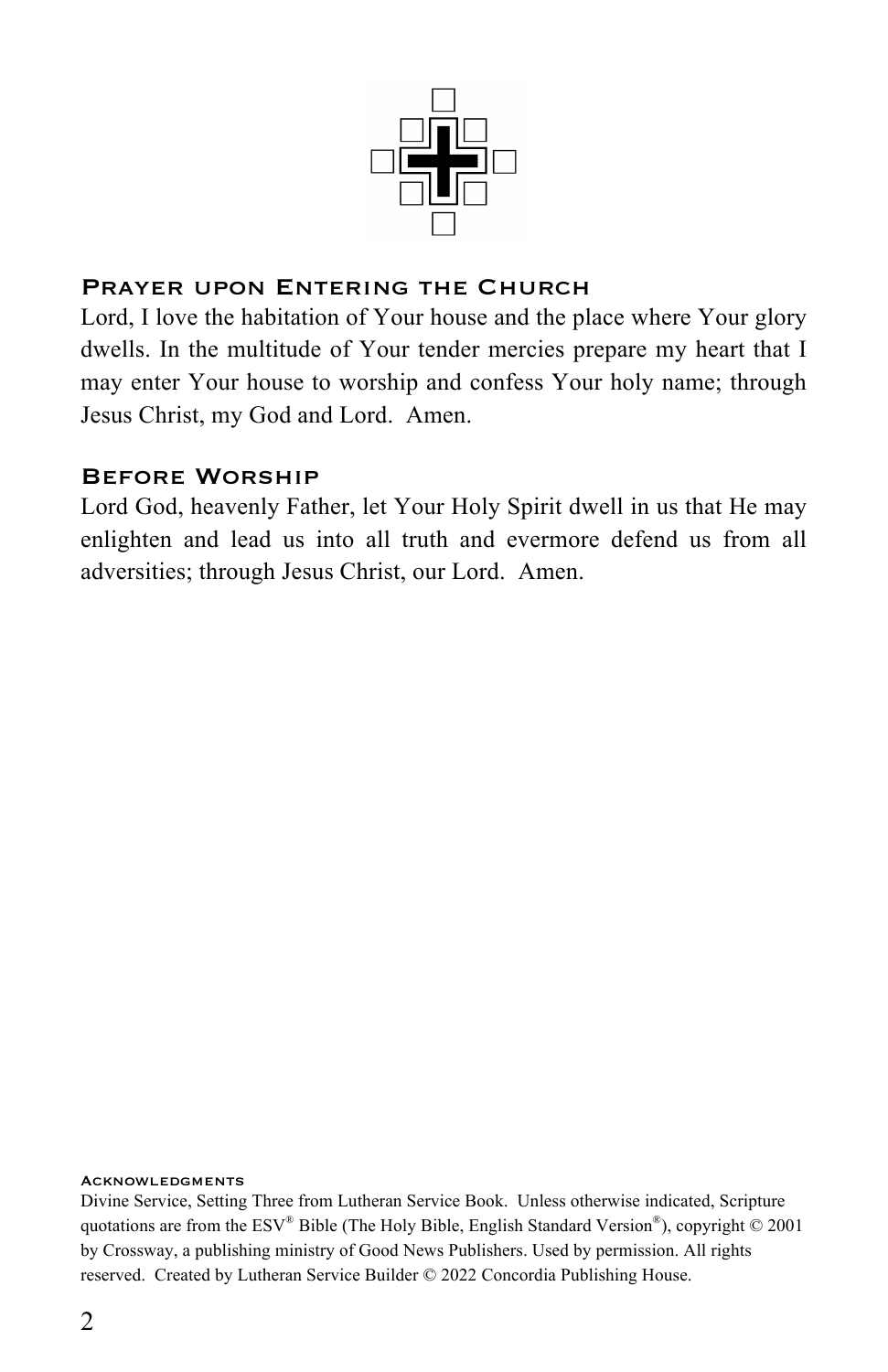## Prayer upon Entering the Church

Lord, I love the habitation of Your house and the place where Your glory dwells. In the multitude of Your tender mercies prepare my heart that I may enter Your house to worship and confess Your holy name; through Jesus Christ, my God and Lord. Amen.

## Before Worship

Lord God, heavenly Father, let Your Holy Spirit dwell in us that He may enlighten and lead us into all truth and evermore defend us from all adversities; through Jesus Christ, our Lord. Amen.

### Acknowledgments

Divine Service, Setting Three from Lutheran Service Book. Unless otherwise indicated, Scripture quotations are from the ESV® Bible (The Holy Bible, English Standard Version®), copyright © 2001 by Crossway, a publishing ministry of Good News Publishers. Used by permission. All rights reserved. Created by Lutheran Service Builder © 2022 Concordia Publishing House.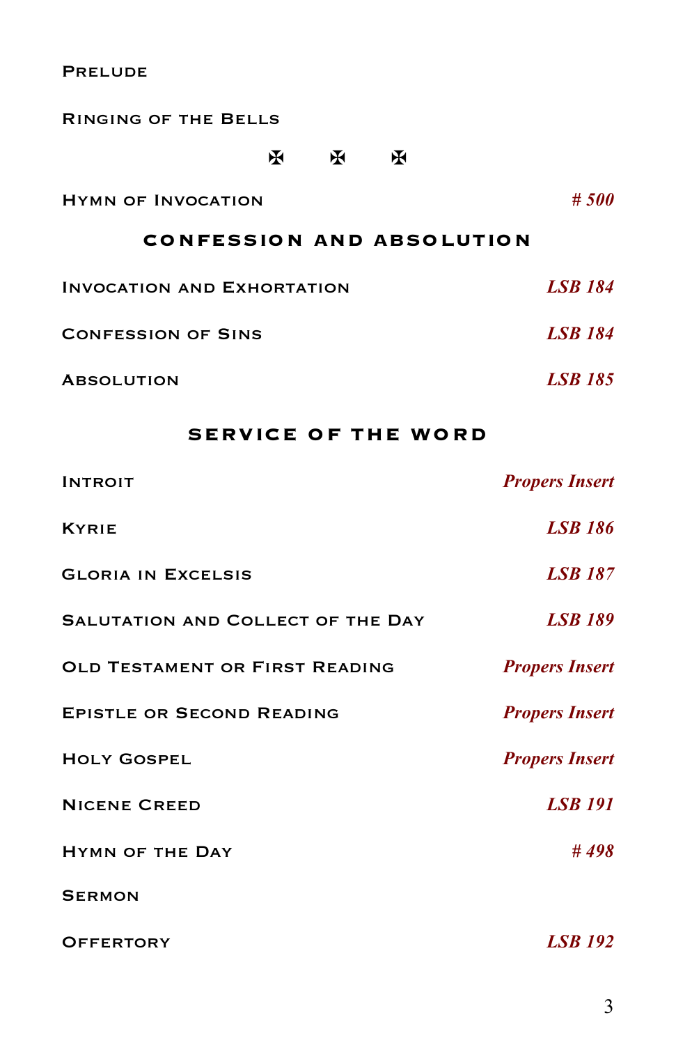Prelude

Ringing of the Bells

✠ ✠ ✠

Hymn of Invocation *# 500*

## Confession and Absolution

Invocation and Exhortation *LSB 184*

Confession of Sins *LSB 184*

Absolution *LSB 185*

## Service of the Word

Introit *Propers Insert*

Kyrie *LSB 186*

Gloria in Excelsis *LSB 187*

Salutation and Collect of the Day *LSB 189*

Old Testament or First Reading *Propers Insert*

Epistle or Second Reading *Propers Insert*

Holy Gospel *Propers Insert*

Nicene Creed *LSB 191*

Hymn of the Day *# 498*

Sermon

Offertory *LSB 192*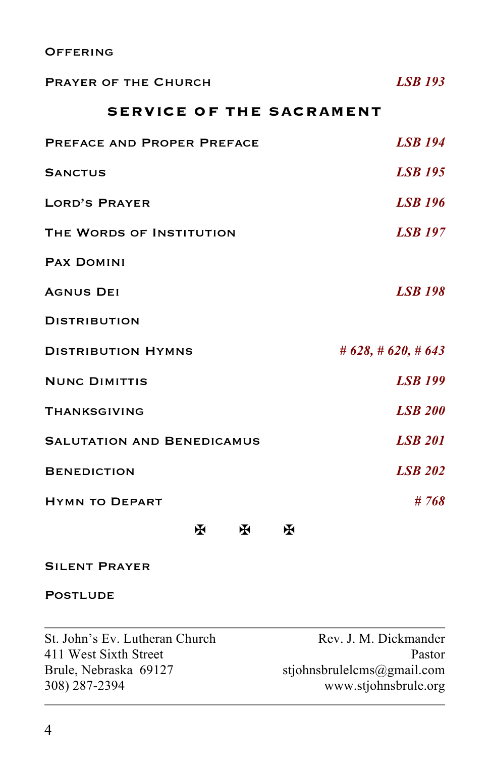Offering

Prayer of the Church *LSB 193*

## SERVICE OF THE SACRAMENT

Preface and Proper Preface *LSB 194*

Sanctus *LSB 195*

Lord's Prayer *LSB 196*

The Words of Institution *LSB 197*

Pax Domini

Agnus Dei *LSB 198*

Distribution

Distribution Hymns *# 628, # 620, # 643*

Nunc Dimittis *LSB 199*

Thanksgiving *LSB 200*

Salutation and Benedicamus *LSB 201*

Benediction *LSB 202*

Hymn to Depart *# 768*

✠ ✠ ✠

Silent Prayer

Postlude

---

St. John's Ev. Lutheran Church
411 West Sixth Street
Brule, Nebraska 69127
308) 287-2394

Rev. J. M. Dickmander
Pastor
stjohnsbrulelcms@gmail.com
www.stjohnsbrule.org

---